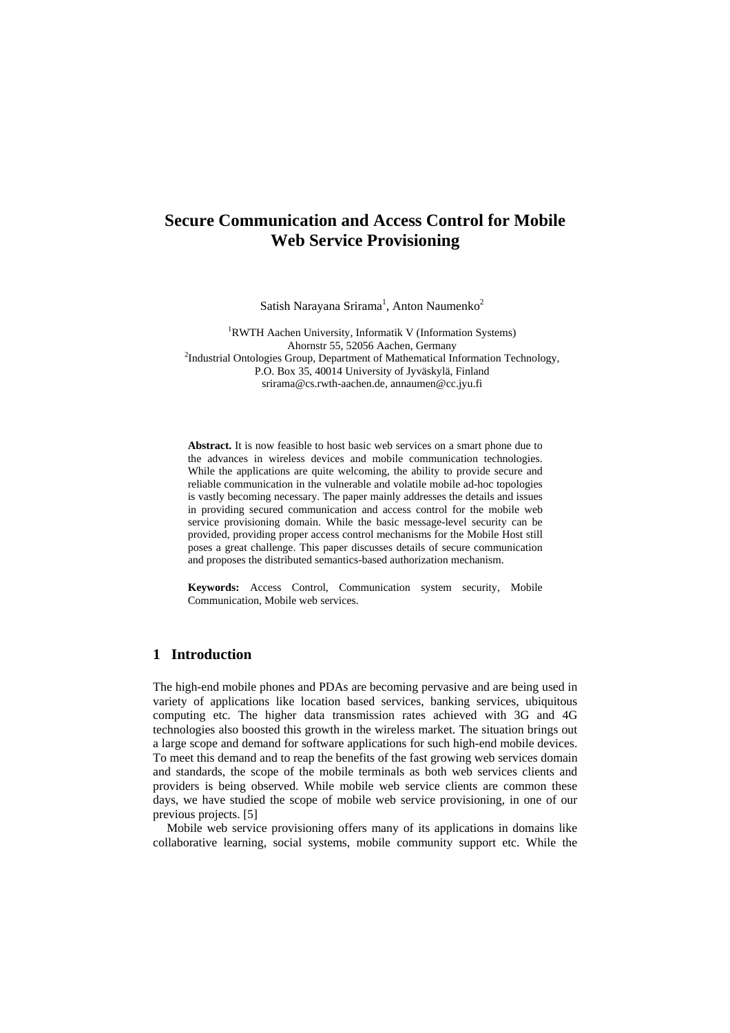# Secure Communication and Access Control for Mobile Web Service Provisioning

Satish Narayana Srirama[1], Anton Naumenko[2]

[1]RWTH Aachen University, Informatik V (Information Systems)
Ahornstr 55, 52056 Aachen, Germany
[2]Industrial Ontologies Group, Department of Mathematical Information Technology, P.O. Box 35, 40014 University of Jyväskylä, Finland
srirama@cs.rwth-aachen.de, annaumen@cc.jyu.fi

**Abstract.** It is now feasible to host basic web services on a smart phone due to the advances in wireless devices and mobile communication technologies. While the applications are quite welcoming, the ability to provide secure and reliable communication in the vulnerable and volatile mobile ad-hoc topologies is vastly becoming necessary. The paper mainly addresses the details and issues in providing secured communication and access control for the mobile web service provisioning domain. While the basic message-level security can be provided, providing proper access control mechanisms for the Mobile Host still poses a great challenge. This paper discusses details of secure communication and proposes the distributed semantics-based authorization mechanism.

**Keywords:** Access Control, Communication system security, Mobile Communication, Mobile web services.

## 1 Introduction

The high-end mobile phones and PDAs are becoming pervasive and are being used in variety of applications like location based services, banking services, ubiquitous computing etc. The higher data transmission rates achieved with 3G and 4G technologies also boosted this growth in the wireless market. The situation brings out a large scope and demand for software applications for such high-end mobile devices. To meet this demand and to reap the benefits of the fast growing web services domain and standards, the scope of the mobile terminals as both web services clients and providers is being observed. While mobile web service clients are common these days, we have studied the scope of mobile web service provisioning, in one of our previous projects. [5]

Mobile web service provisioning offers many of its applications in domains like collaborative learning, social systems, mobile community support etc. While the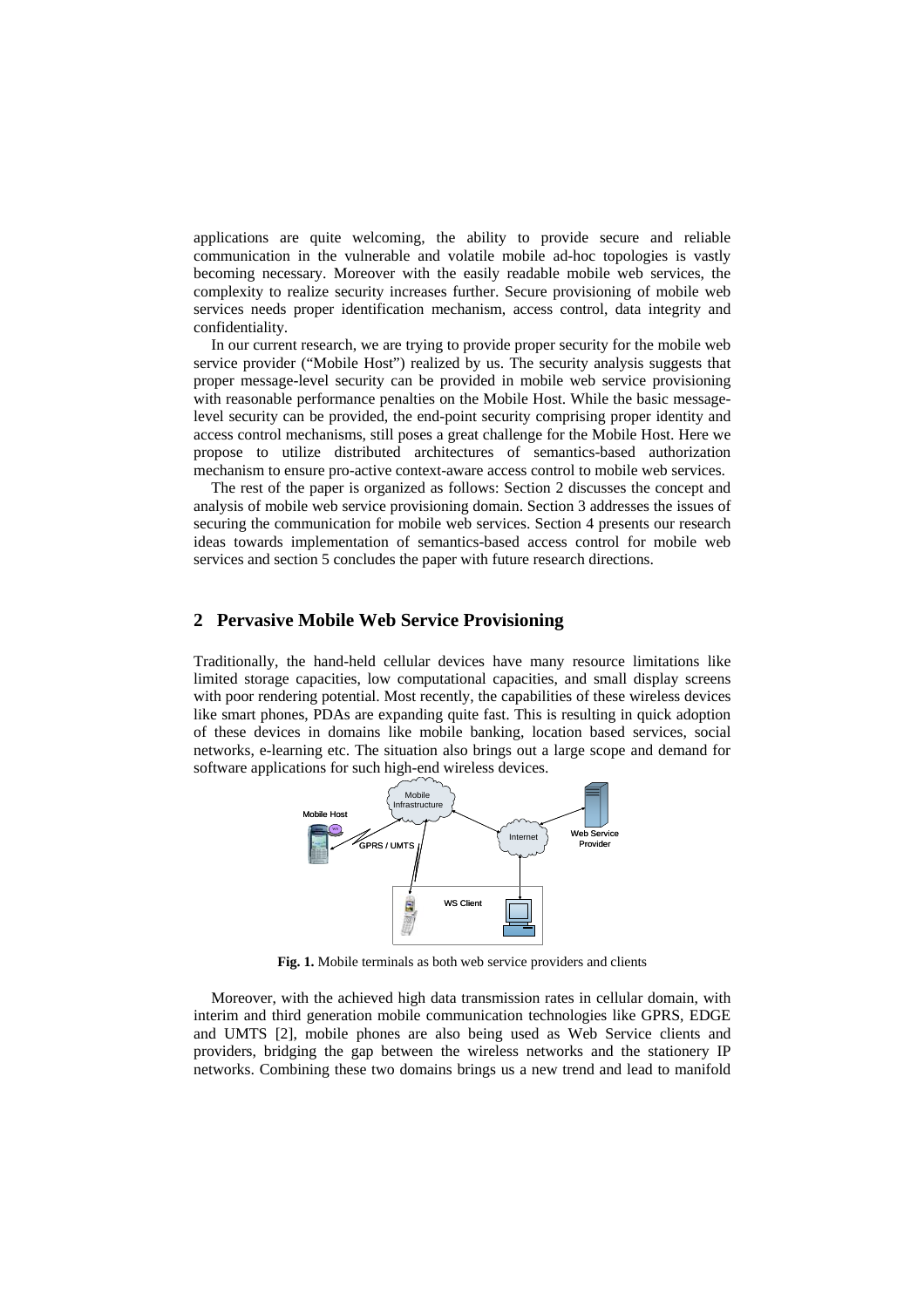applications are quite welcoming, the ability to provide secure and reliable communication in the vulnerable and volatile mobile ad-hoc topologies is vastly becoming necessary. Moreover with the easily readable mobile web services, the complexity to realize security increases further. Secure provisioning of mobile web services needs proper identification mechanism, access control, data integrity and confidentiality.

In our current research, we are trying to provide proper security for the mobile web service provider ("Mobile Host") realized by us. The security analysis suggests that proper message-level security can be provided in mobile web service provisioning with reasonable performance penalties on the Mobile Host. While the basic message-level security can be provided, the end-point security comprising proper identity and access control mechanisms, still poses a great challenge for the Mobile Host. Here we propose to utilize distributed architectures of semantics-based authorization mechanism to ensure pro-active context-aware access control to mobile web services.

The rest of the paper is organized as follows: Section 2 discusses the concept and analysis of mobile web service provisioning domain. Section 3 addresses the issues of securing the communication for mobile web services. Section 4 presents our research ideas towards implementation of semantics-based access control for mobile web services and section 5 concludes the paper with future research directions.

## 2 Pervasive Mobile Web Service Provisioning

Traditionally, the hand-held cellular devices have many resource limitations like limited storage capacities, low computational capacities, and small display screens with poor rendering potential. Most recently, the capabilities of these wireless devices like smart phones, PDAs are expanding quite fast. This is resulting in quick adoption of these devices in domains like mobile banking, location based services, social networks, e-learning etc. The situation also brings out a large scope and demand for software applications for such high-end wireless devices.

**Fig. 1.** Mobile terminals as both web service providers and clients

Moreover, with the achieved high data transmission rates in cellular domain, with interim and third generation mobile communication technologies like GPRS, EDGE and UMTS [2], mobile phones are also being used as Web Service clients and providers, bridging the gap between the wireless networks and the stationery IP networks. Combining these two domains brings us a new trend and lead to manifold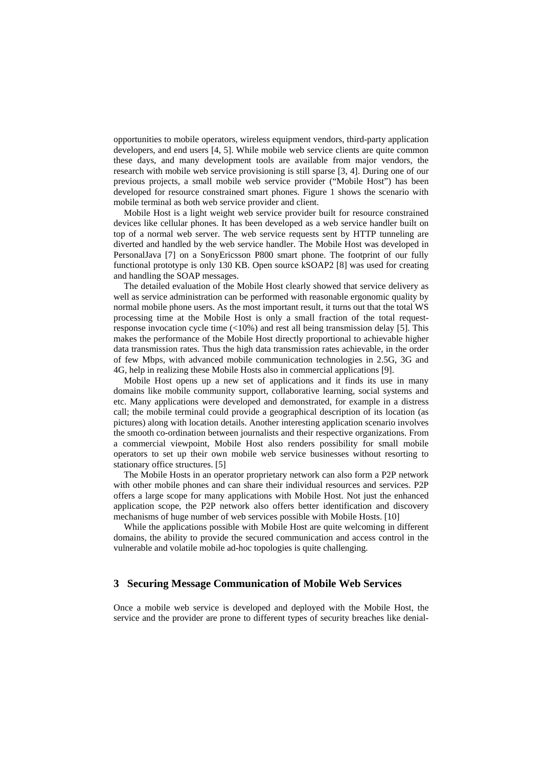opportunities to mobile operators, wireless equipment vendors, third-party application developers, and end users [4, 5]. While mobile web service clients are quite common these days, and many development tools are available from major vendors, the research with mobile web service provisioning is still sparse [3, 4]. During one of our previous projects, a small mobile web service provider ("Mobile Host") has been developed for resource constrained smart phones. Figure 1 shows the scenario with mobile terminal as both web service provider and client.

Mobile Host is a light weight web service provider built for resource constrained devices like cellular phones. It has been developed as a web service handler built on top of a normal web server. The web service requests sent by HTTP tunneling are diverted and handled by the web service handler. The Mobile Host was developed in PersonalJava [7] on a SonyEricsson P800 smart phone. The footprint of our fully functional prototype is only 130 KB. Open source kSOAP2 [8] was used for creating and handling the SOAP messages.

The detailed evaluation of the Mobile Host clearly showed that service delivery as well as service administration can be performed with reasonable ergonomic quality by normal mobile phone users. As the most important result, it turns out that the total WS processing time at the Mobile Host is only a small fraction of the total request-response invocation cycle time (<10%) and rest all being transmission delay [5]. This makes the performance of the Mobile Host directly proportional to achievable higher data transmission rates. Thus the high data transmission rates achievable, in the order of few Mbps, with advanced mobile communication technologies in 2.5G, 3G and 4G, help in realizing these Mobile Hosts also in commercial applications [9].

Mobile Host opens up a new set of applications and it finds its use in many domains like mobile community support, collaborative learning, social systems and etc. Many applications were developed and demonstrated, for example in a distress call; the mobile terminal could provide a geographical description of its location (as pictures) along with location details. Another interesting application scenario involves the smooth co-ordination between journalists and their respective organizations. From a commercial viewpoint, Mobile Host also renders possibility for small mobile operators to set up their own mobile web service businesses without resorting to stationary office structures. [5]

The Mobile Hosts in an operator proprietary network can also form a P2P network with other mobile phones and can share their individual resources and services. P2P offers a large scope for many applications with Mobile Host. Not just the enhanced application scope, the P2P network also offers better identification and discovery mechanisms of huge number of web services possible with Mobile Hosts. [10]

While the applications possible with Mobile Host are quite welcoming in different domains, the ability to provide the secured communication and access control in the vulnerable and volatile mobile ad-hoc topologies is quite challenging.

## 3 Securing Message Communication of Mobile Web Services

Once a mobile web service is developed and deployed with the Mobile Host, the service and the provider are prone to different types of security breaches like denial-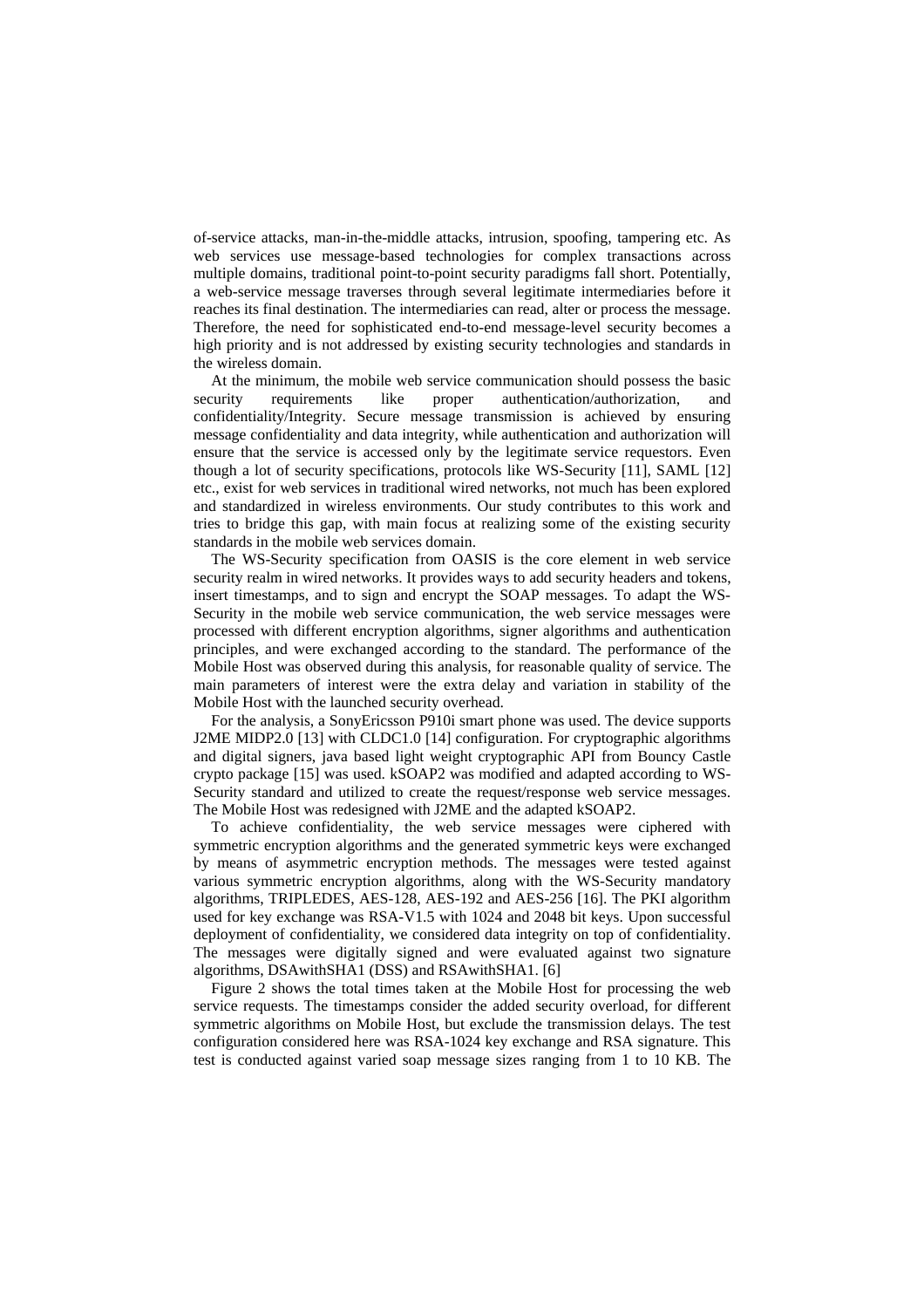of-service attacks, man-in-the-middle attacks, intrusion, spoofing, tampering etc. As web services use message-based technologies for complex transactions across multiple domains, traditional point-to-point security paradigms fall short. Potentially, a web-service message traverses through several legitimate intermediaries before it reaches its final destination. The intermediaries can read, alter or process the message. Therefore, the need for sophisticated end-to-end message-level security becomes a high priority and is not addressed by existing security technologies and standards in the wireless domain.

At the minimum, the mobile web service communication should possess the basic security requirements like proper authentication/authorization, and confidentiality/Integrity. Secure message transmission is achieved by ensuring message confidentiality and data integrity, while authentication and authorization will ensure that the service is accessed only by the legitimate service requestors. Even though a lot of security specifications, protocols like WS-Security [11], SAML [12] etc., exist for web services in traditional wired networks, not much has been explored and standardized in wireless environments. Our study contributes to this work and tries to bridge this gap, with main focus at realizing some of the existing security standards in the mobile web services domain.

The WS-Security specification from OASIS is the core element in web service security realm in wired networks. It provides ways to add security headers and tokens, insert timestamps, and to sign and encrypt the SOAP messages. To adapt the WS-Security in the mobile web service communication, the web service messages were processed with different encryption algorithms, signer algorithms and authentication principles, and were exchanged according to the standard. The performance of the Mobile Host was observed during this analysis, for reasonable quality of service. The main parameters of interest were the extra delay and variation in stability of the Mobile Host with the launched security overhead.

For the analysis, a SonyEricsson P910i smart phone was used. The device supports J2ME MIDP2.0 [13] with CLDC1.0 [14] configuration. For cryptographic algorithms and digital signers, java based light weight cryptographic API from Bouncy Castle crypto package [15] was used. kSOAP2 was modified and adapted according to WS-Security standard and utilized to create the request/response web service messages. The Mobile Host was redesigned with J2ME and the adapted kSOAP2.

To achieve confidentiality, the web service messages were ciphered with symmetric encryption algorithms and the generated symmetric keys were exchanged by means of asymmetric encryption methods. The messages were tested against various symmetric encryption algorithms, along with the WS-Security mandatory algorithms, TRIPLEDES, AES-128, AES-192 and AES-256 [16]. The PKI algorithm used for key exchange was RSA-V1.5 with 1024 and 2048 bit keys. Upon successful deployment of confidentiality, we considered data integrity on top of confidentiality. The messages were digitally signed and were evaluated against two signature algorithms, DSAwithSHA1 (DSS) and RSAwithSHA1. [6]

Figure 2 shows the total times taken at the Mobile Host for processing the web service requests. The timestamps consider the added security overload, for different symmetric algorithms on Mobile Host, but exclude the transmission delays. The test configuration considered here was RSA-1024 key exchange and RSA signature. This test is conducted against varied soap message sizes ranging from 1 to 10 KB. The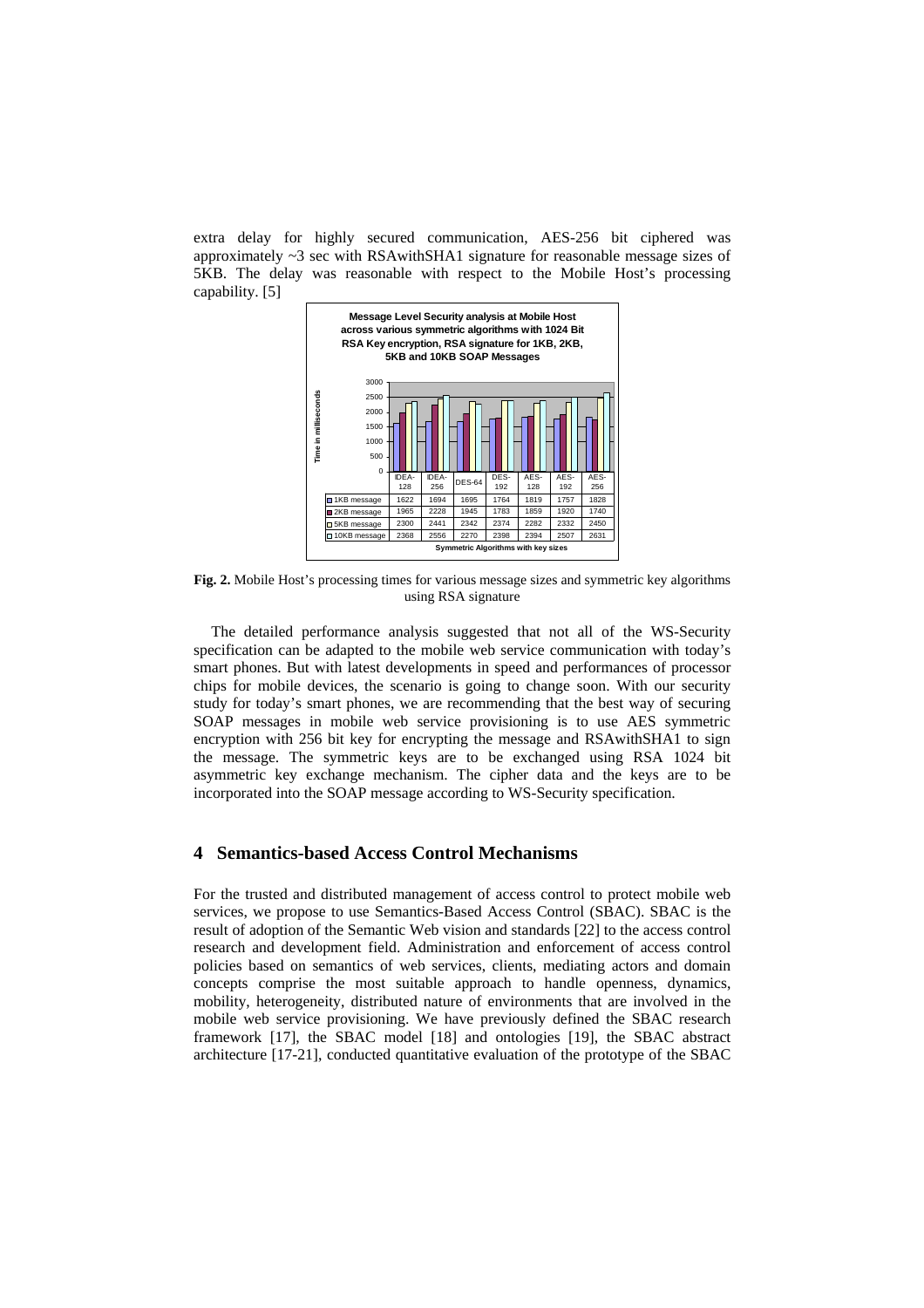extra delay for highly secured communication, AES-256 bit ciphered was approximately ~3 sec with RSAwithSHA1 signature for reasonable message sizes of 5KB. The delay was reasonable with respect to the Mobile Host's processing capability. [5]

**Message Level Security analysis at Mobile Host across various symmetric algorithms with 1024 Bit RSA Key encryption, RSA signature for 1KB, 2KB, 5KB and 10KB SOAP Messages**

| | IDEA-128 | IDEA-256 | DES-64 | DES-192 | AES-128 | AES-192 | AES-256 |
|---|---|---|---|---|---|---|---|
| 1KB message | 1622 | 1694 | 1695 | 1764 | 1819 | 1757 | 1828 |
| 2KB message | 1965 | 2228 | 1945 | 1783 | 1859 | 1920 | 1740 |
| 5KB message | 2300 | 2441 | 2342 | 2374 | 2282 | 2332 | 2450 |
| 10KB message | 2368 | 2556 | 2270 | 2398 | 2394 | 2507 | 2631 |

Time in milliseconds; Symmetric Algorithms with key sizes

**Fig. 2.** Mobile Host's processing times for various message sizes and symmetric key algorithms using RSA signature

The detailed performance analysis suggested that not all of the WS-Security specification can be adapted to the mobile web service communication with today's smart phones. But with latest developments in speed and performances of processor chips for mobile devices, the scenario is going to change soon. With our security study for today's smart phones, we are recommending that the best way of securing SOAP messages in mobile web service provisioning is to use AES symmetric encryption with 256 bit key for encrypting the message and RSAwithSHA1 to sign the message. The symmetric keys are to be exchanged using RSA 1024 bit asymmetric key exchange mechanism. The cipher data and the keys are to be incorporated into the SOAP message according to WS-Security specification.

## 4 Semantics-based Access Control Mechanisms

For the trusted and distributed management of access control to protect mobile web services, we propose to use Semantics-Based Access Control (SBAC). SBAC is the result of adoption of the Semantic Web vision and standards [22] to the access control research and development field. Administration and enforcement of access control policies based on semantics of web services, clients, mediating actors and domain concepts comprise the most suitable approach to handle openness, dynamics, mobility, heterogeneity, distributed nature of environments that are involved in the mobile web service provisioning. We have previously defined the SBAC research framework [17], the SBAC model [18] and ontologies [19], the SBAC abstract architecture [17-21], conducted quantitative evaluation of the prototype of the SBAC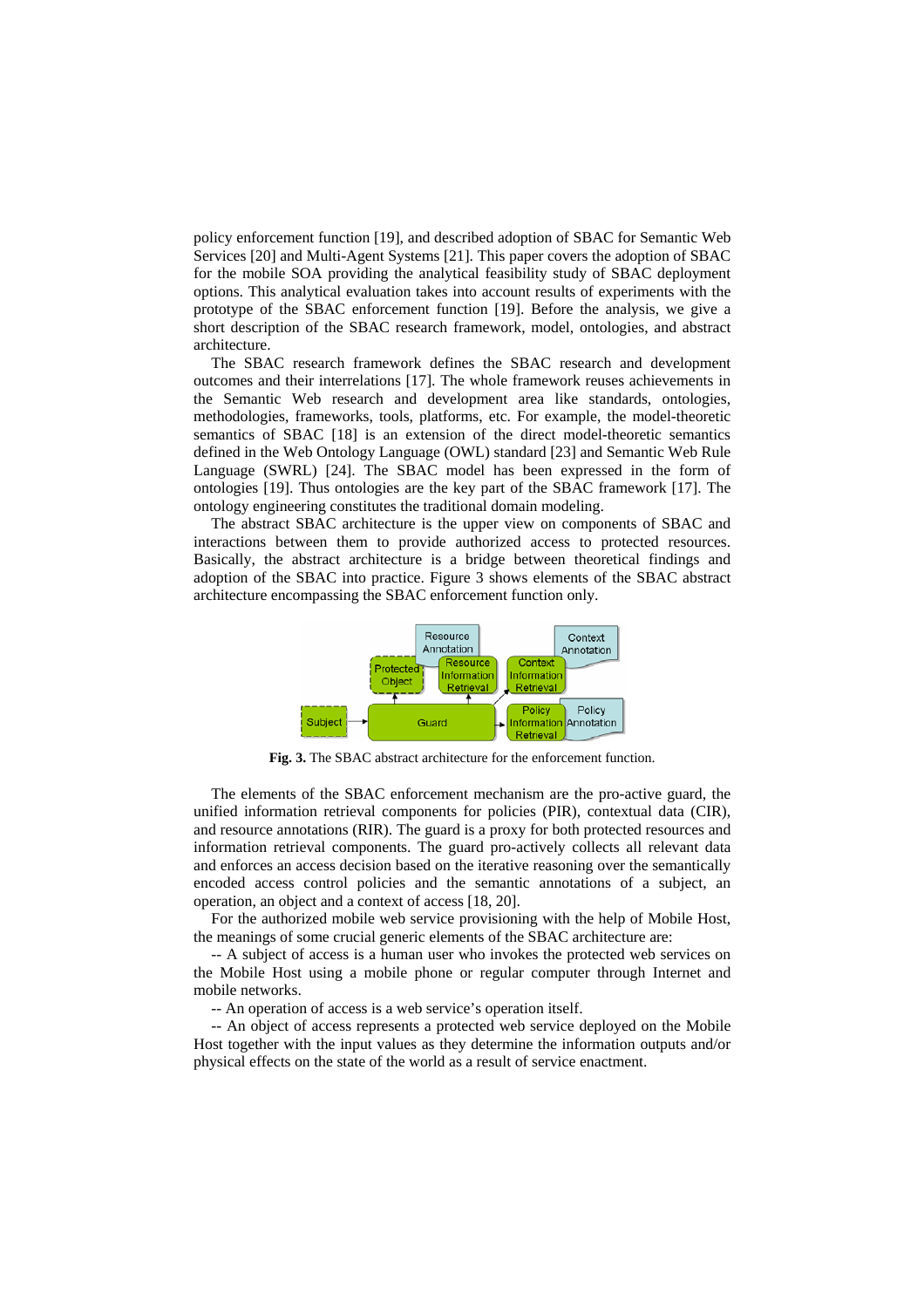policy enforcement function [19], and described adoption of SBAC for Semantic Web Services [20] and Multi-Agent Systems [21]. This paper covers the adoption of SBAC for the mobile SOA providing the analytical feasibility study of SBAC deployment options. This analytical evaluation takes into account results of experiments with the prototype of the SBAC enforcement function [19]. Before the analysis, we give a short description of the SBAC research framework, model, ontologies, and abstract architecture.

The SBAC research framework defines the SBAC research and development outcomes and their interrelations [17]. The whole framework reuses achievements in the Semantic Web research and development area like standards, ontologies, methodologies, frameworks, tools, platforms, etc. For example, the model-theoretic semantics of SBAC [18] is an extension of the direct model-theoretic semantics defined in the Web Ontology Language (OWL) standard [23] and Semantic Web Rule Language (SWRL) [24]. The SBAC model has been expressed in the form of ontologies [19]. Thus ontologies are the key part of the SBAC framework [17]. The ontology engineering constitutes the traditional domain modeling.

The abstract SBAC architecture is the upper view on components of SBAC and interactions between them to provide authorized access to protected resources. Basically, the abstract architecture is a bridge between theoretical findings and adoption of the SBAC into practice. Figure 3 shows elements of the SBAC abstract architecture encompassing the SBAC enforcement function only.

**Fig. 3.** The SBAC abstract architecture for the enforcement function.

The elements of the SBAC enforcement mechanism are the pro-active guard, the unified information retrieval components for policies (PIR), contextual data (CIR), and resource annotations (RIR). The guard is a proxy for both protected resources and information retrieval components. The guard pro-actively collects all relevant data and enforces an access decision based on the iterative reasoning over the semantically encoded access control policies and the semantic annotations of a subject, an operation, an object and a context of access [18, 20].

For the authorized mobile web service provisioning with the help of Mobile Host, the meanings of some crucial generic elements of the SBAC architecture are:

-- A subject of access is a human user who invokes the protected web services on the Mobile Host using a mobile phone or regular computer through Internet and mobile networks.

-- An operation of access is a web service's operation itself.

-- An object of access represents a protected web service deployed on the Mobile Host together with the input values as they determine the information outputs and/or physical effects on the state of the world as a result of service enactment.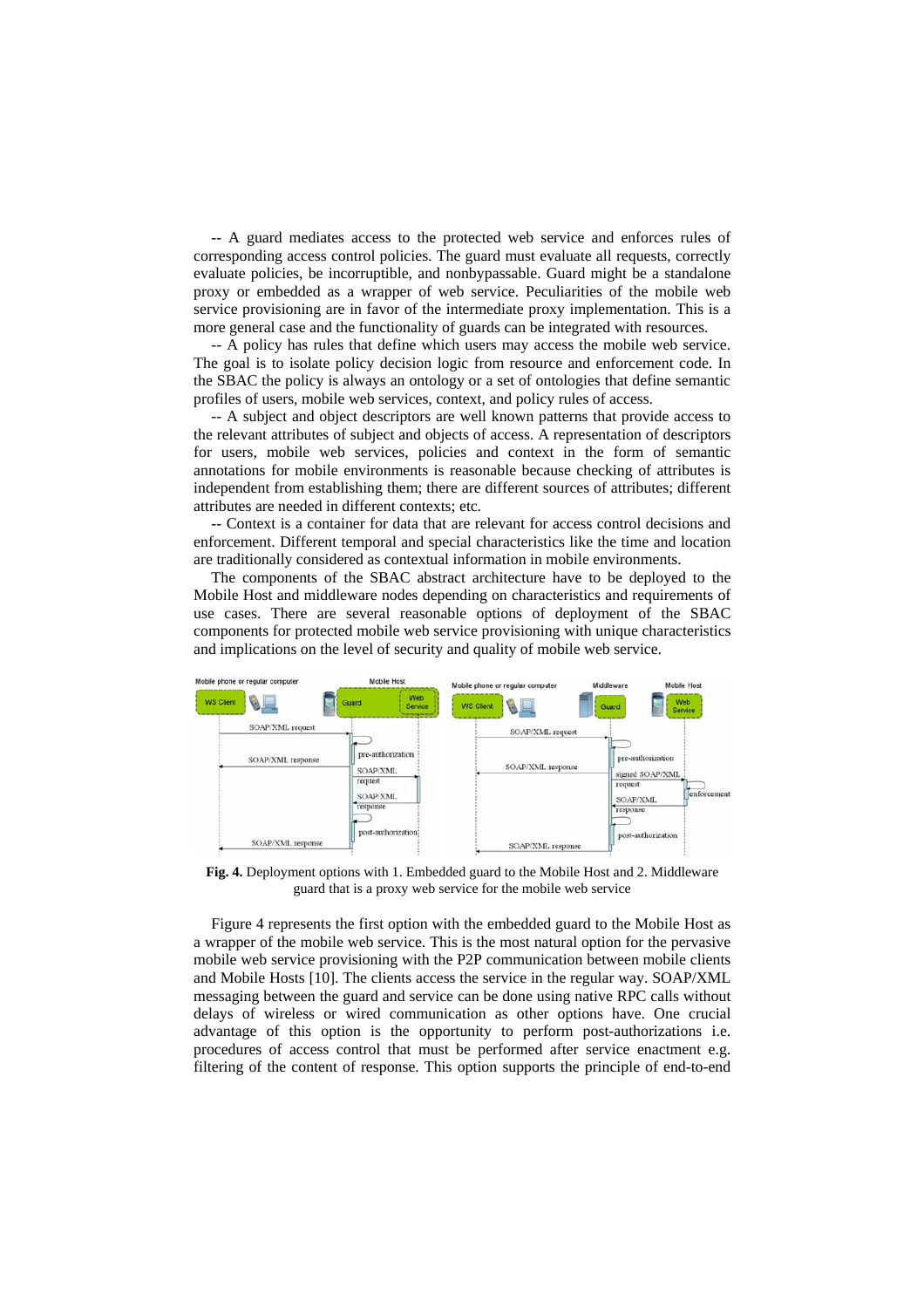-- A guard mediates access to the protected web service and enforces rules of corresponding access control policies. The guard must evaluate all requests, correctly evaluate policies, be incorruptible, and nonbypassable. Guard might be a standalone proxy or embedded as a wrapper of web service. Peculiarities of the mobile web service provisioning are in favor of the intermediate proxy implementation. This is a more general case and the functionality of guards can be integrated with resources.

-- A policy has rules that define which users may access the mobile web service. The goal is to isolate policy decision logic from resource and enforcement code. In the SBAC the policy is always an ontology or a set of ontologies that define semantic profiles of users, mobile web services, context, and policy rules of access.

-- A subject and object descriptors are well known patterns that provide access to the relevant attributes of subject and objects of access. A representation of descriptors for users, mobile web services, policies and context in the form of semantic annotations for mobile environments is reasonable because checking of attributes is independent from establishing them; there are different sources of attributes; different attributes are needed in different contexts; etc.

-- Context is a container for data that are relevant for access control decisions and enforcement. Different temporal and special characteristics like the time and location are traditionally considered as contextual information in mobile environments.

The components of the SBAC abstract architecture have to be deployed to the Mobile Host and middleware nodes depending on characteristics and requirements of use cases. There are several reasonable options of deployment of the SBAC components for protected mobile web service provisioning with unique characteristics and implications on the level of security and quality of mobile web service.

**Fig. 4.** Deployment options with 1. Embedded guard to the Mobile Host and 2. Middleware guard that is a proxy web service for the mobile web service

Figure 4 represents the first option with the embedded guard to the Mobile Host as a wrapper of the mobile web service. This is the most natural option for the pervasive mobile web service provisioning with the P2P communication between mobile clients and Mobile Hosts [10]. The clients access the service in the regular way. SOAP/XML messaging between the guard and service can be done using native RPC calls without delays of wireless or wired communication as other options have. One crucial advantage of this option is the opportunity to perform post-authorizations i.e. procedures of access control that must be performed after service enactment e.g. filtering of the content of response. This option supports the principle of end-to-end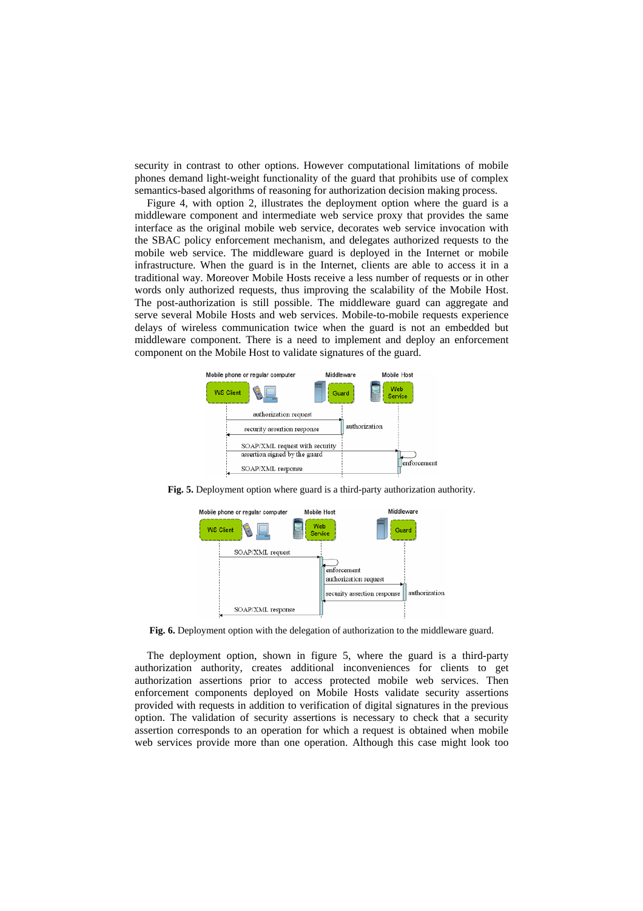security in contrast to other options. However computational limitations of mobile phones demand light-weight functionality of the guard that prohibits use of complex semantics-based algorithms of reasoning for authorization decision making process.

Figure 4, with option 2, illustrates the deployment option where the guard is a middleware component and intermediate web service proxy that provides the same interface as the original mobile web service, decorates web service invocation with the SBAC policy enforcement mechanism, and delegates authorized requests to the mobile web service. The middleware guard is deployed in the Internet or mobile infrastructure. When the guard is in the Internet, clients are able to access it in a traditional way. Moreover Mobile Hosts receive a less number of requests or in other words only authorized requests, thus improving the scalability of the Mobile Host. The post-authorization is still possible. The middleware guard can aggregate and serve several Mobile Hosts and web services. Mobile-to-mobile requests experience delays of wireless communication twice when the guard is not an embedded but middleware component. There is a need to implement and deploy an enforcement component on the Mobile Host to validate signatures of the guard.

**Fig. 5.** Deployment option where guard is a third-party authorization authority.

**Fig. 6.** Deployment option with the delegation of authorization to the middleware guard.

The deployment option, shown in figure 5, where the guard is a third-party authorization authority, creates additional inconveniences for clients to get authorization assertions prior to access protected mobile web services. Then enforcement components deployed on Mobile Hosts validate security assertions provided with requests in addition to verification of digital signatures in the previous option. The validation of security assertions is necessary to check that a security assertion corresponds to an operation for which a request is obtained when mobile web services provide more than one operation. Although this case might look too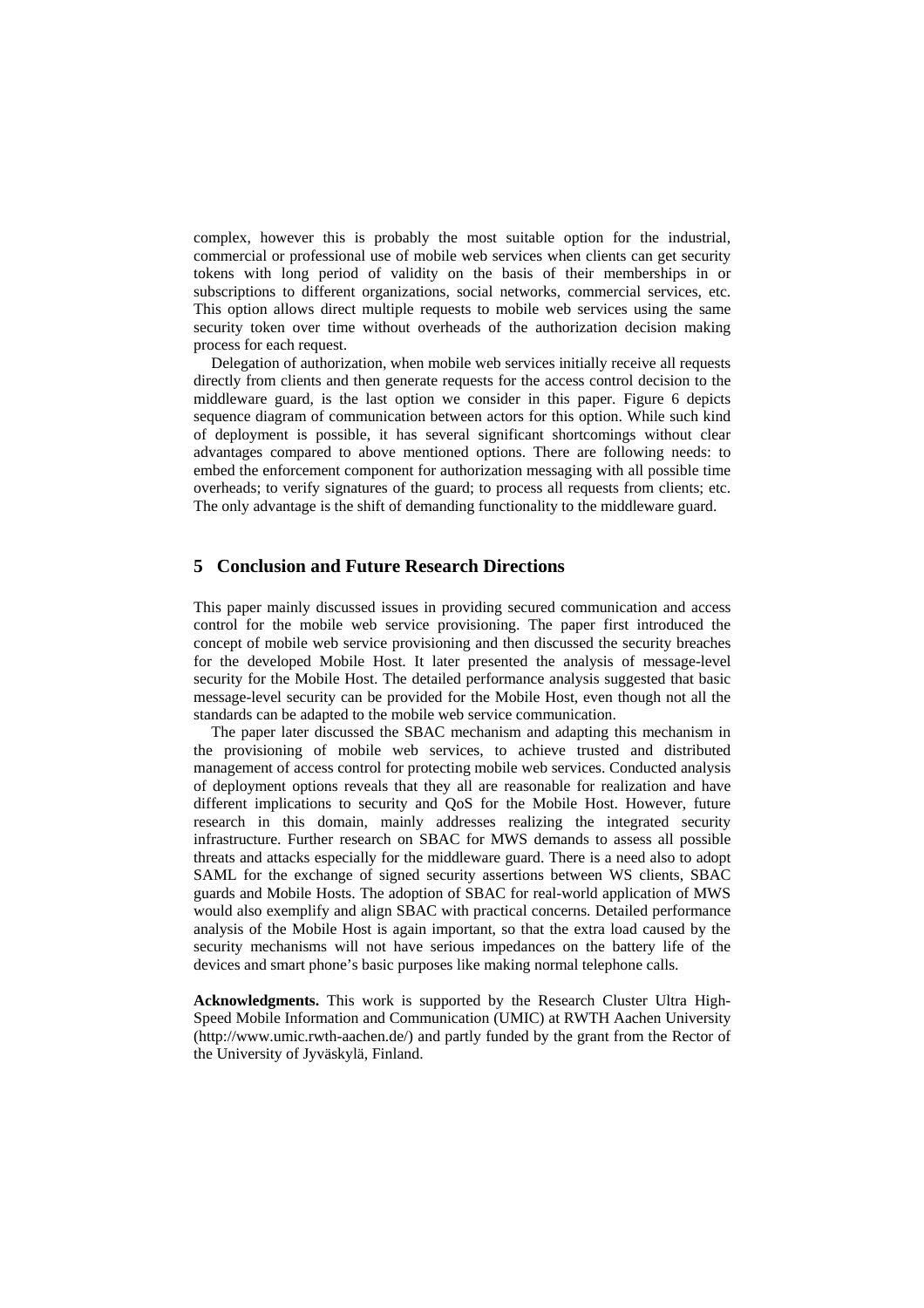complex, however this is probably the most suitable option for the industrial, commercial or professional use of mobile web services when clients can get security tokens with long period of validity on the basis of their memberships in or subscriptions to different organizations, social networks, commercial services, etc. This option allows direct multiple requests to mobile web services using the same security token over time without overheads of the authorization decision making process for each request.

Delegation of authorization, when mobile web services initially receive all requests directly from clients and then generate requests for the access control decision to the middleware guard, is the last option we consider in this paper. Figure 6 depicts sequence diagram of communication between actors for this option. While such kind of deployment is possible, it has several significant shortcomings without clear advantages compared to above mentioned options. There are following needs: to embed the enforcement component for authorization messaging with all possible time overheads; to verify signatures of the guard; to process all requests from clients; etc. The only advantage is the shift of demanding functionality to the middleware guard.

## 5 Conclusion and Future Research Directions

This paper mainly discussed issues in providing secured communication and access control for the mobile web service provisioning. The paper first introduced the concept of mobile web service provisioning and then discussed the security breaches for the developed Mobile Host. It later presented the analysis of message-level security for the Mobile Host. The detailed performance analysis suggested that basic message-level security can be provided for the Mobile Host, even though not all the standards can be adapted to the mobile web service communication.

The paper later discussed the SBAC mechanism and adapting this mechanism in the provisioning of mobile web services, to achieve trusted and distributed management of access control for protecting mobile web services. Conducted analysis of deployment options reveals that they all are reasonable for realization and have different implications to security and QoS for the Mobile Host. However, future research in this domain, mainly addresses realizing the integrated security infrastructure. Further research on SBAC for MWS demands to assess all possible threats and attacks especially for the middleware guard. There is a need also to adopt SAML for the exchange of signed security assertions between WS clients, SBAC guards and Mobile Hosts. The adoption of SBAC for real-world application of MWS would also exemplify and align SBAC with practical concerns. Detailed performance analysis of the Mobile Host is again important, so that the extra load caused by the security mechanisms will not have serious impedances on the battery life of the devices and smart phone's basic purposes like making normal telephone calls.

**Acknowledgments.** This work is supported by the Research Cluster Ultra High-Speed Mobile Information and Communication (UMIC) at RWTH Aachen University (http://www.umic.rwth-aachen.de/) and partly funded by the grant from the Rector of the University of Jyväskylä, Finland.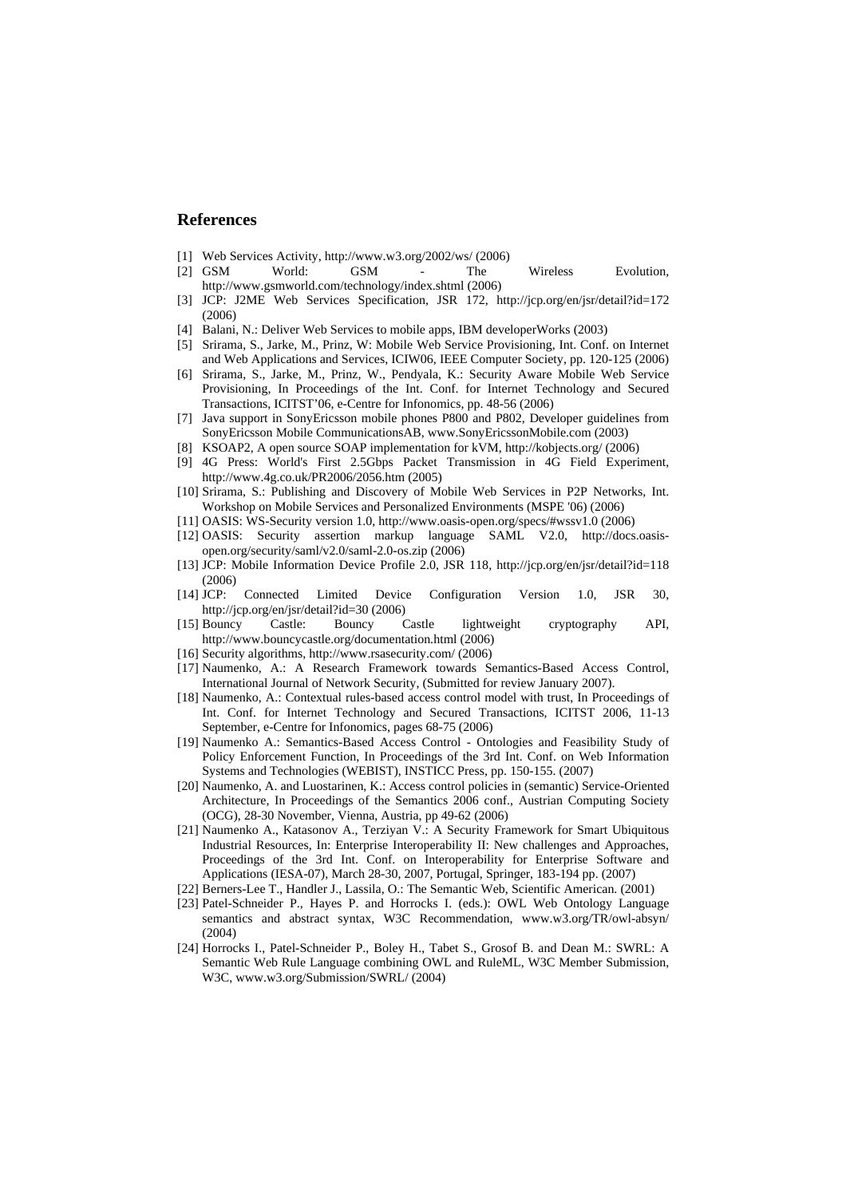## References

[1] Web Services Activity, http://www.w3.org/2002/ws/ (2006)

[2] GSM World: GSM - The Wireless Evolution, http://www.gsmworld.com/technology/index.shtml (2006)

[3] JCP: J2ME Web Services Specification, JSR 172, http://jcp.org/en/jsr/detail?id=172 (2006)

[4] Balani, N.: Deliver Web Services to mobile apps, IBM developerWorks (2003)

[5] Srirama, S., Jarke, M., Prinz, W: Mobile Web Service Provisioning, Int. Conf. on Internet and Web Applications and Services, ICIW06, IEEE Computer Society, pp. 120-125 (2006)

[6] Srirama, S., Jarke, M., Prinz, W., Pendyala, K.: Security Aware Mobile Web Service Provisioning, In Proceedings of the Int. Conf. for Internet Technology and Secured Transactions, ICITST'06, e-Centre for Infonomics, pp. 48-56 (2006)

[7] Java support in SonyEricsson mobile phones P800 and P802, Developer guidelines from SonyEricsson Mobile CommunicationsAB, www.SonyEricssonMobile.com (2003)

[8] KSOAP2, A open source SOAP implementation for kVM, http://kobjects.org/ (2006)

[9] 4G Press: World's First 2.5Gbps Packet Transmission in 4G Field Experiment, http://www.4g.co.uk/PR2006/2056.htm (2005)

[10] Srirama, S.: Publishing and Discovery of Mobile Web Services in P2P Networks, Int. Workshop on Mobile Services and Personalized Environments (MSPE '06) (2006)

[11] OASIS: WS-Security version 1.0, http://www.oasis-open.org/specs/#wssv1.0 (2006)

[12] OASIS: Security assertion markup language SAML V2.0, http://docs.oasis-open.org/security/saml/v2.0/saml-2.0-os.zip (2006)

[13] JCP: Mobile Information Device Profile 2.0, JSR 118, http://jcp.org/en/jsr/detail?id=118 (2006)

[14] JCP: Connected Limited Device Configuration Version 1.0, JSR 30, http://jcp.org/en/jsr/detail?id=30 (2006)

[15] Bouncy Castle: Bouncy Castle lightweight cryptography API, http://www.bouncycastle.org/documentation.html (2006)

[16] Security algorithms, http://www.rsasecurity.com/ (2006)

[17] Naumenko, A.: A Research Framework towards Semantics-Based Access Control, International Journal of Network Security, (Submitted for review January 2007).

[18] Naumenko, A.: Contextual rules-based access control model with trust, In Proceedings of Int. Conf. for Internet Technology and Secured Transactions, ICITST 2006, 11-13 September, e-Centre for Infonomics, pages 68-75 (2006)

[19] Naumenko A.: Semantics-Based Access Control - Ontologies and Feasibility Study of Policy Enforcement Function, In Proceedings of the 3rd Int. Conf. on Web Information Systems and Technologies (WEBIST), INSTICC Press, pp. 150-155. (2007)

[20] Naumenko, A. and Luostarinen, K.: Access control policies in (semantic) Service-Oriented Architecture, In Proceedings of the Semantics 2006 conf., Austrian Computing Society (OCG), 28-30 November, Vienna, Austria, pp 49-62 (2006)

[21] Naumenko A., Katasonov A., Terziyan V.: A Security Framework for Smart Ubiquitous Industrial Resources, In: Enterprise Interoperability II: New challenges and Approaches, Proceedings of the 3rd Int. Conf. on Interoperability for Enterprise Software and Applications (IESA-07), March 28-30, 2007, Portugal, Springer, 183-194 pp. (2007)

[22] Berners-Lee T., Handler J., Lassila, O.: The Semantic Web, Scientific American. (2001)

[23] Patel-Schneider P., Hayes P. and Horrocks I. (eds.): OWL Web Ontology Language semantics and abstract syntax, W3C Recommendation, www.w3.org/TR/owl-absyn/ (2004)

[24] Horrocks I., Patel-Schneider P., Boley H., Tabet S., Grosof B. and Dean M.: SWRL: A Semantic Web Rule Language combining OWL and RuleML, W3C Member Submission, W3C, www.w3.org/Submission/SWRL/ (2004)